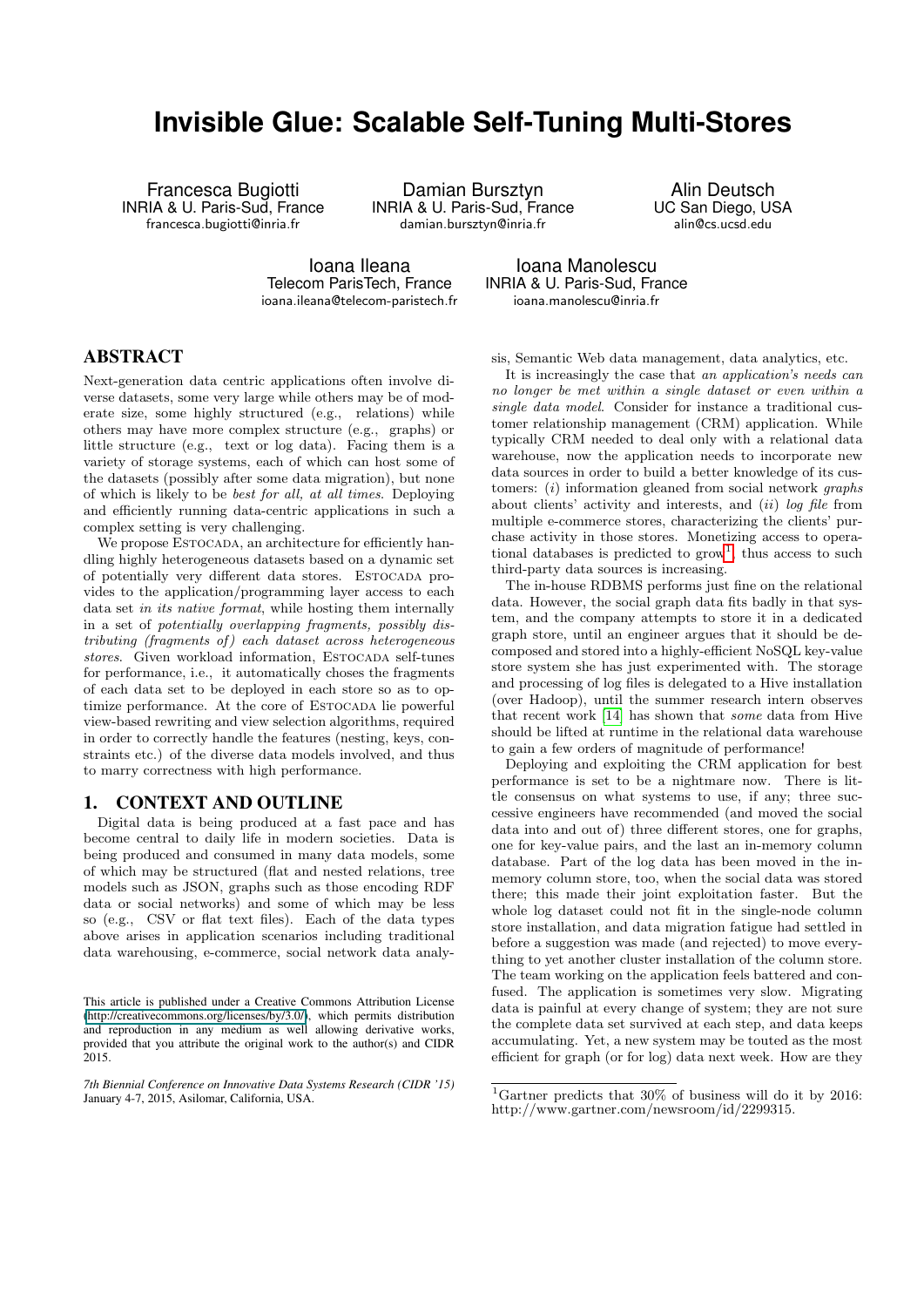# Invisible Glue: Scalable Self-Tuning Multi-Stores

Francesca Bugiotti
INRIA & U. Paris-Sud, France
francesca.bugiotti@inria.fr

Damian Bursztyn
INRIA & U. Paris-Sud, France
damian.bursztyn@inria.fr

Alin Deutsch
UC San Diego, USA
alin@cs.ucsd.edu

Ioana Ileana
Telecom ParisTech, France
ioana.ileana@telecom-paristech.fr

Ioana Manolescu
INRIA & U. Paris-Sud, France
ioana.manolescu@inria.fr

## ABSTRACT

Next-generation data centric applications often involve diverse datasets, some very large while others may be of moderate size, some highly structured (e.g., relations) while others may have more complex structure (e.g., graphs) or little structure (e.g., text or log data). Facing them is a variety of storage systems, each of which can host some of the datasets (possibly after some data migration), but none of which is likely to be *best for all, at all times*. Deploying and efficiently running data-centric applications in such a complex setting is very challenging.

We propose ESTOCADA, an architecture for efficiently handling highly heterogeneous datasets based on a dynamic set of potentially very different data stores. ESTOCADA provides to the application/programming layer access to each data set *in its native format*, while hosting them internally in a set of *potentially overlapping fragments, possibly distributing (fragments of) each dataset across heterogeneous stores*. Given workload information, ESTOCADA self-tunes for performance, i.e., it automatically choses the fragments of each data set to be deployed in each store so as to optimize performance. At the core of ESTOCADA lie powerful view-based rewriting and view selection algorithms, required in order to correctly handle the features (nesting, keys, constraints etc.) of the diverse data models involved, and thus to marry correctness with high performance.

## 1. CONTEXT AND OUTLINE

Digital data is being produced at a fast pace and has become central to daily life in modern societies. Data is being produced and consumed in many data models, some of which may be structured (flat and nested relations, tree models such as JSON, graphs such as those encoding RDF data or social networks) and some of which may be less so (e.g., CSV or flat text files). Each of the data types above arises in application scenarios including traditional data warehousing, e-commerce, social network data analysis, Semantic Web data management, data analytics, etc.

It is increasingly the case that *an application's needs can no longer be met within a single dataset or even within a single data model*. Consider for instance a traditional customer relationship management (CRM) application. While typically CRM needed to deal only with a relational data warehouse, now the application needs to incorporate new data sources in order to build a better knowledge of its customers: (*i*) information gleaned from social network *graphs* about clients' activity and interests, and (*ii*) *log file* from multiple e-commerce stores, characterizing the clients' purchase activity in those stores. Monetizing access to operational databases is predicted to grow[1]; thus access to such third-party data sources is increasing.

The in-house RDBMS performs just fine on the relational data. However, the social graph data fits badly in that system, and the company attempts to store it in a dedicated graph store, until an engineer argues that it should be decomposed and stored into a highly-efficient NoSQL key-value store system she has just experimented with. The storage and processing of log files is delegated to a Hive installation (over Hadoop), until the summer research intern observes that recent work [14] has shown that *some* data from Hive should be lifted at runtime in the relational data warehouse to gain a few orders of magnitude of performance!

Deploying and exploiting the CRM application for best performance is set to be a nightmare now. There is little consensus on what systems to use, if any; three successive engineers have recommended (and moved the social data into and out of) three different stores, one for graphs, one for key-value pairs, and the last an in-memory column database. Part of the log data has been moved in the in-memory column store, too, when the social data was stored there; this made their joint exploitation faster. But the whole log dataset could not fit in the single-node column store installation, and data migration fatigue had settled in before a suggestion was made (and rejected) to move everything to yet another cluster installation of the column store. The team working on the application feels battered and confused. The application is sometimes very slow. Migrating data is painful at every change of system; they are not sure the complete data set survived at each step, and data keeps accumulating. Yet, a new system may be touted as the most efficient for graph (or for log) data next week. How are they

This article is published under a Creative Commons Attribution License (http://creativecommons.org/licenses/by/3.0/), which permits distribution and reproduction in any medium as well allowing derivative works, provided that you attribute the original work to the author(s) and CIDR 2015.

*7th Biennial Conference on Innovative Data Systems Research (CIDR '15)* January 4-7, 2015, Asilomar, California, USA.

[1] Gartner predicts that 30% of business will do it by 2016: http://www.gartner.com/newsroom/id/2299315.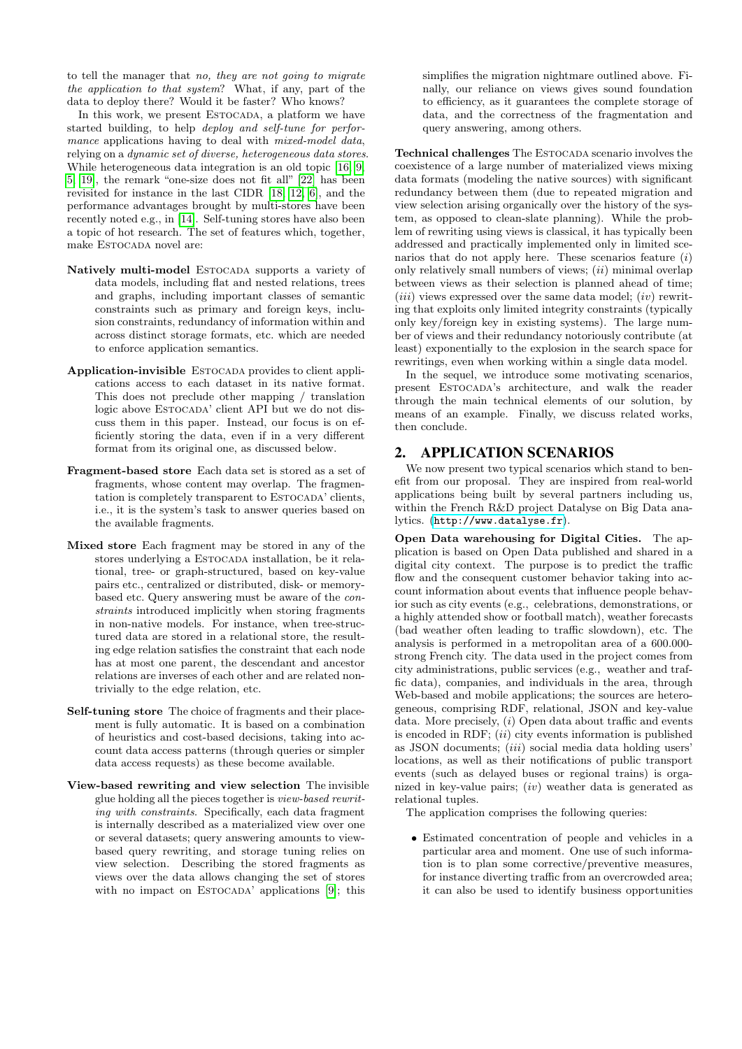to tell the manager that *no, they are not going to migrate the application to that system*? What, if any, part of the data to deploy there? Would it be faster? Who knows?

In this work, we present ESTOCADA, a platform we have started building, to help *deploy and self-tune for performance* applications having to deal with *mixed-model data*, relying on a *dynamic set of diverse, heterogeneous data stores*. While heterogeneous data integration is an old topic [16, 9, 5, 19], the remark "one-size does not fit all" [22] has been revisited for instance in the last CIDR [18, 12, 6], and the performance advantages brought by multi-stores have been recently noted e.g., in [14]. Self-tuning stores have also been a topic of hot research. The set of features which, together, make ESTOCADA novel are:

- **Natively multi-model** ESTOCADA supports a variety of data models, including flat and nested relations, trees and graphs, including important classes of semantic constraints such as primary and foreign keys, inclusion constraints, redundancy of information within and across distinct storage formats, etc. which are needed to enforce application semantics.
- **Application-invisible** ESTOCADA provides to client applications access to each dataset in its native format. This does not preclude other mapping / translation logic above ESTOCADA' client API but we do not discuss them in this paper. Instead, our focus is on efficiently storing the data, even if in a very different format from its original one, as discussed below.
- **Fragment-based store** Each data set is stored as a set of fragments, whose content may overlap. The fragmentation is completely transparent to ESTOCADA' clients, i.e., it is the system's task to answer queries based on the available fragments.
- **Mixed store** Each fragment may be stored in any of the stores underlying a ESTOCADA installation, be it relational, tree- or graph-structured, based on key-value pairs etc., centralized or distributed, disk- or memory-based etc. Query answering must be aware of the *constraints* introduced implicitly when storing fragments in non-native models. For instance, when tree-structured data are stored in a relational store, the resulting edge relation satisfies the constraint that each node has at most one parent, the descendant and ancestor relations are inverses of each other and are related non-trivially to the edge relation, etc.
- **Self-tuning store** The choice of fragments and their placement is fully automatic. It is based on a combination of heuristics and cost-based decisions, taking into account data access patterns (through queries or simpler data access requests) as these become available.
- **View-based rewriting and view selection** The invisible glue holding all the pieces together is *view-based rewriting with constraints*. Specifically, each data fragment is internally described as a materialized view over one or several datasets; query answering amounts to view-based query rewriting, and storage tuning relies on view selection. Describing the stored fragments as views over the data allows changing the set of stores with no impact on ESTOCADA' applications [9]; this simplifies the migration nightmare outlined above. Finally, our reliance on views gives sound foundation to efficiency, as it guarantees the complete storage of data, and the correctness of the fragmentation and query answering, among others.

**Technical challenges** The ESTOCADA scenario involves the coexistence of a large number of materialized views mixing data formats (modeling the native sources) with significant redundancy between them (due to repeated migration and view selection arising organically over the history of the system, as opposed to clean-slate planning). While the problem of rewriting using views is classical, it has typically been addressed and practically implemented only in limited scenarios that do not apply here. These scenarios feature (*i*) only relatively small numbers of views; (*ii*) minimal overlap between views as their selection is planned ahead of time; (*iii*) views expressed over the same data model; (*iv*) rewriting that exploits only limited integrity constraints (typically only key/foreign key in existing systems). The large number of views and their redundancy notoriously contribute (at least) exponentially to the explosion in the search space for rewritings, even when working within a single data model.

In the sequel, we introduce some motivating scenarios, present ESTOCADA's architecture, and walk the reader through the main technical elements of our solution, by means of an example. Finally, we discuss related works, then conclude.

## 2. APPLICATION SCENARIOS

We now present two typical scenarios which stand to benefit from our proposal. They are inspired from real-world applications being built by several partners including us, within the French R&D project Datalyse on Big Data analytics. (http://www.datalyse.fr).

**Open Data warehousing for Digital Cities.** The application is based on Open Data published and shared in a digital city context. The purpose is to predict the traffic flow and the consequent customer behavior taking into account information about events that influence people behavior such as city events (e.g., celebrations, demonstrations, or a highly attended show or football match), weather forecasts (bad weather often leading to traffic slowdown), etc. The analysis is performed in a metropolitan area of a 600.000-strong French city. The data used in the project comes from city administrations, public services (e.g., weather and traffic data), companies, and individuals in the area, through Web-based and mobile applications; the sources are heterogeneous, comprising RDF, relational, JSON and key-value data. More precisely, (*i*) Open data about traffic and events is encoded in RDF; (*ii*) city events information is published as JSON documents; (*iii*) social media data holding users' locations, as well as their notifications of public transport events (such as delayed buses or regional trains) is organized in key-value pairs; (*iv*) weather data is generated as relational tuples.

The application comprises the following queries:

- Estimated concentration of people and vehicles in a particular area and moment. One use of such information is to plan some corrective/preventive measures, for instance diverting traffic from an overcrowded area; it can also be used to identify business opportunities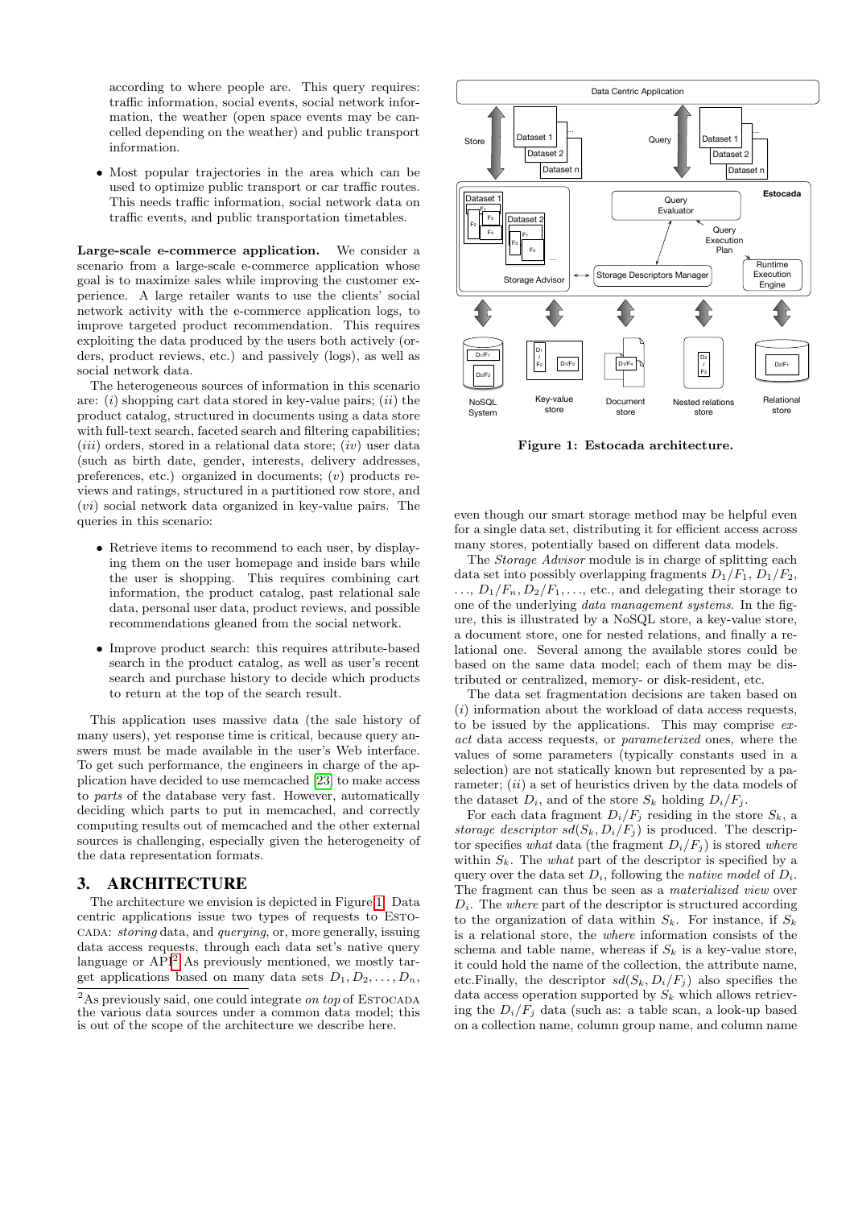according to where people are. This query requires: traffic information, social events, social network information, the weather (open space events may be cancelled depending on the weather) and public transport information.

- Most popular trajectories in the area which can be used to optimize public transport or car traffic routes. This needs traffic information, social network data on traffic events, and public transportation timetables.

**Large-scale e-commerce application.** We consider a scenario from a large-scale e-commerce application whose goal is to maximize sales while improving the customer experience. A large retailer wants to use the clients' social network activity with the e-commerce application logs, to improve targeted product recommendation. This requires exploiting the data produced by the users both actively (orders, product reviews, etc.) and passively (logs), as well as social network data.

The heterogeneous sources of information in this scenario are: (*i*) shopping cart data stored in key-value pairs; (*ii*) the product catalog, structured in documents using a data store with full-text search, faceted search and filtering capabilities; (*iii*) orders, stored in a relational data store; (*iv*) user data (such as birth date, gender, interests, delivery addresses, preferences, etc.) organized in documents; (*v*) products reviews and ratings, structured in a partitioned row store, and (*vi*) social network data organized in key-value pairs. The queries in this scenario:

- Retrieve items to recommend to each user, by displaying them on the user homepage and inside bars while the user is shopping. This requires combining cart information, the product catalog, past relational sale data, personal user data, product reviews, and possible recommendations gleaned from the social network.

- Improve product search: this requires attribute-based search in the product catalog, as well as user's recent search and purchase history to decide which products to return at the top of the search result.

This application uses massive data (the sale history of many users), yet response time is critical, because query answers must be made available in the user's Web interface. To get such performance, the engineers in charge of the application have decided to use memcached [23] to make access to *parts* of the database very fast. However, automatically deciding which parts to put in memcached, and correctly computing results out of memcached and the other external sources is challenging, especially given the heterogeneity of the data representation formats.

## 3. ARCHITECTURE

The architecture we envision is depicted in Figure 1. Data centric applications issue two types of requests to ESTOCADA: *storing* data, and *querying*, or, more generally, issuing data access requests, through each data set's native query language or API[2]. As previously mentioned, we mostly target applications based on many data sets $D_1, D_2, \ldots, D_n$, even though our smart storage method may be helpful even for a single data set, distributing it for efficient access across many stores, potentially based on different data models.

[2]As previously said, one could integrate *on top* of ESTOCADA the various data sources under a common data model; this is out of the scope of the architecture we describe here.

**Figure 1: Estocada architecture.**

The *Storage Advisor* module is in charge of splitting each data set into possibly overlapping fragments $D_1/F_1$, $D_1/F_2$, $\ldots$, $D_1/F_n, D_2/F_1, \ldots$, etc., and delegating their storage to one of the underlying *data management systems*. In the figure, this is illustrated by a NoSQL store, a key-value store, a document store, one for nested relations, and finally a relational one. Several among the available stores could be based on the same data model; each of them may be distributed or centralized, memory- or disk-resident, etc.

The data set fragmentation decisions are taken based on (*i*) information about the workload of data access requests, to be issued by the applications. This may comprise *exact* data access requests, or *parameterized* ones, where the values of some parameters (typically constants used in a selection) are not statically known but represented by a parameter; (*ii*) a set of heuristics driven by the data models of the dataset $D_i$, and of the store $S_k$ holding $D_i/F_j$.

For each data fragment $D_i/F_j$ residing in the store $S_k$, a *storage descriptor* $sd(S_k, D_i/F_j)$ is produced. The descriptor specifies *what* data (the fragment $D_i/F_j$) is stored *where* within $S_k$. The *what* part of the descriptor is specified by a query over the data set $D_i$, following the *native model* of $D_i$. The fragment can thus be seen as a *materialized view* over $D_i$. The *where* part of the descriptor is structured according to the organization of data within $S_k$. For instance, if $S_k$ is a relational store, the *where* information consists of the schema and table name, whereas if $S_k$ is a key-value store, it could hold the name of the collection, the attribute name, etc.Finally, the descriptor $sd(S_k, D_i/F_j)$ also specifies the data access operation supported by $S_k$ which allows retrieving the $D_i/F_j$ data (such as: a table scan, a look-up based on a collection name, column group name, and column name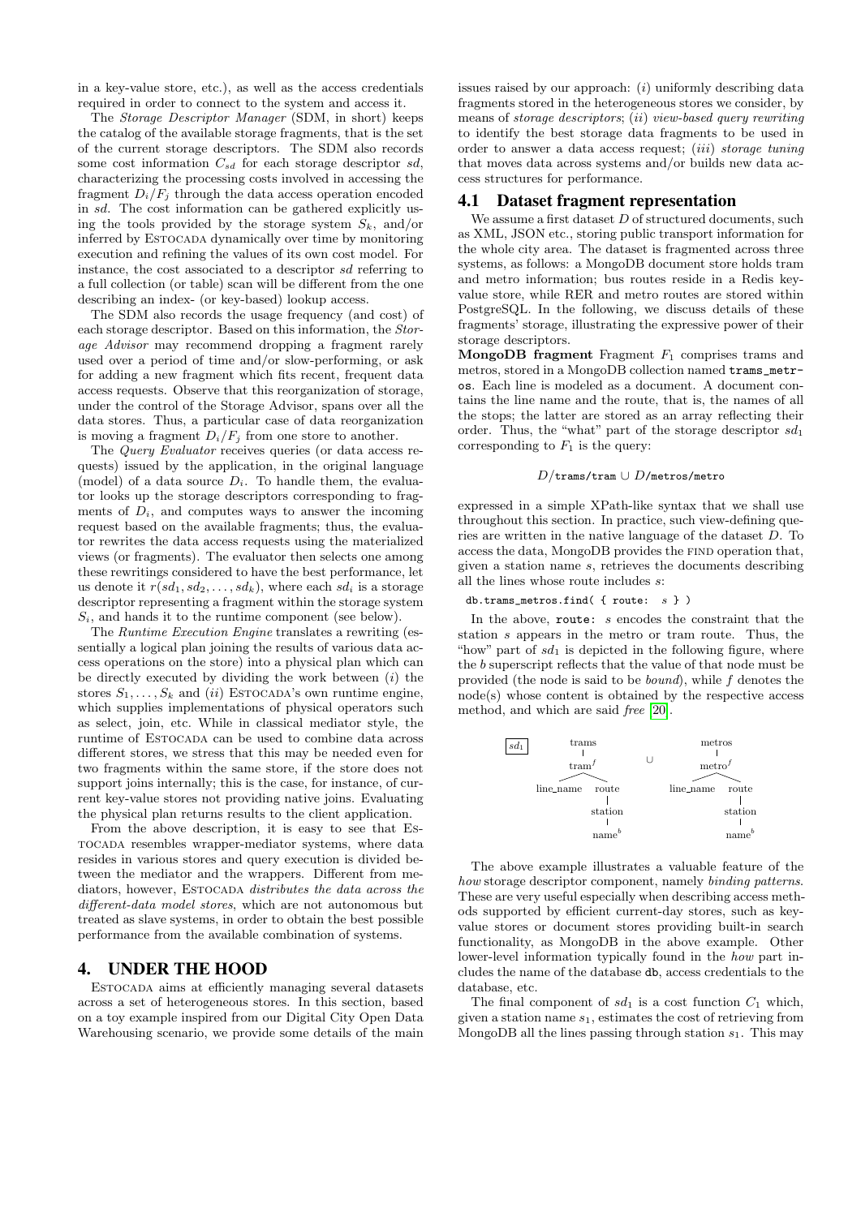in a key-value store, etc.), as well as the access credentials required in order to connect to the system and access it.

The *Storage Descriptor Manager* (SDM, in short) keeps the catalog of the available storage fragments, that is the set of the current storage descriptors. The SDM also records some cost information $C_{sd}$ for each storage descriptor $sd$, characterizing the processing costs involved in accessing the fragment $D_i/F_j$ through the data access operation encoded in $sd$. The cost information can be gathered explicitly using the tools provided by the storage system $S_k$, and/or inferred by ESTOCADA dynamically over time by monitoring execution and refining the values of its own cost model. For instance, the cost associated to a descriptor $sd$ referring to a full collection (or table) scan will be different from the one describing an index- (or key-based) lookup access.

The SDM also records the usage frequency (and cost) of each storage descriptor. Based on this information, the *Storage Advisor* may recommend dropping a fragment rarely used over a period of time and/or slow-performing, or ask for adding a new fragment which fits recent, frequent data access requests. Observe that this reorganization of storage, under the control of the Storage Advisor, spans over all the data stores. Thus, a particular case of data reorganization is moving a fragment $D_i/F_j$ from one store to another.

The *Query Evaluator* receives queries (or data access requests) issued by the application, in the original language (model) of a data source $D_i$. To handle them, the evaluator looks up the storage descriptors corresponding to fragments of $D_i$, and computes ways to answer the incoming request based on the available fragments; thus, the evaluator rewrites the data access requests using the materialized views (or fragments). The evaluator then selects one among these rewritings considered to have the best performance, let us denote it $r(sd_1, sd_2, \ldots, sd_k)$, where each $sd_i$ is a storage descriptor representing a fragment within the storage system $S_i$, and hands it to the runtime component (see below).

The *Runtime Execution Engine* translates a rewriting (essentially a logical plan joining the results of various data access operations on the store) into a physical plan which can be directly executed by dividing the work between (*i*) the stores $S_1, \ldots, S_k$ and (*ii*) ESTOCADA's own runtime engine, which supplies implementations of physical operators such as select, join, etc. While in classical mediator style, the runtime of ESTOCADA can be used to combine data across different stores, we stress that this may be needed even for two fragments within the same store, if the store does not support joins internally; this is the case, for instance, of current key-value stores not providing native joins. Evaluating the physical plan returns results to the client application.

From the above description, it is easy to see that ESTOCADA resembles wrapper-mediator systems, where data resides in various stores and query execution is divided between the mediator and the wrappers. Different from mediators, however, ESTOCADA *distributes the data across the different-data model stores*, which are not autonomous but treated as slave systems, in order to obtain the best possible performance from the available combination of systems.

## 4. UNDER THE HOOD

ESTOCADA aims at efficiently managing several datasets across a set of heterogeneous stores. In this section, based on a toy example inspired from our Digital City Open Data Warehousing scenario, we provide some details of the main issues raised by our approach: (*i*) uniformly describing data fragments stored in the heterogeneous stores we consider, by means of *storage descriptors*; (*ii*) *view-based query rewriting* to identify the best storage data fragments to be used in order to answer a data access request; (*iii*) *storage tuning* that moves data across systems and/or builds new data access structures for performance.

### 4.1 Dataset fragment representation

We assume a first dataset $D$ of structured documents, such as XML, JSON etc., storing public transport information for the whole city area. The dataset is fragmented across three systems, as follows: a MongoDB document store holds tram and metro information; bus routes reside in a Redis key-value store, while RER and metro routes are stored within PostgreSQL. In the following, we discuss details of these fragments' storage, illustrating the expressive power of their storage descriptors.

**MongoDB fragment** Fragment $F_1$ comprises trams and metros, stored in a MongoDB collection named `trams_metros`. Each line is modeled as a document. A document contains the line name and the route, that is, the names of all the stops; the latter are stored as an array reflecting their order. Thus, the "what" part of the storage descriptor $sd_1$ corresponding to $F_1$ is the query:

$$D/\texttt{trams/tram} \cup D/\texttt{metros/metro}$$

expressed in a simple XPath-like syntax that we shall use throughout this section. In practice, such view-defining queries are written in the native language of the dataset $D$. To access the data, MongoDB provides the FIND operation that, given a station name $s$, retrieves the documents describing all the lines whose route includes $s$:

```
db.trams_metros.find( { route: s } )
```

In the above, `route:` $s$ encodes the constraint that the station $s$ appears in the metro or tram route. Thus, the "how" part of $sd_1$ is depicted in the following figure, where the $b$ superscript reflects that the value of that node must be provided (the node is said to be *bound*), while $f$ denotes the node(s) whose content is obtained by the respective access method, and which are said *free* [20].

```
sd1      trams                         metros
           |                             |
         tram^f            ∪           metro^f
        /      \                      /      \
 line_name    route            line_name    route
                |                             |
             station                       station
                |                             |
              name^b                        name^b
```

The above example illustrates a valuable feature of the *how* storage descriptor component, namely *binding patterns*. These are very useful especially when describing access methods supported by efficient current-day stores, such as key-value stores or document stores providing built-in search functionality, as MongoDB in the above example. Other lower-level information typically found in the *how* part includes the name of the database `db`, access credentials to the database, etc.

The final component of $sd_1$ is a cost function $C_1$ which, given a station name $s_1$, estimates the cost of retrieving from MongoDB all the lines passing through station $s_1$. This may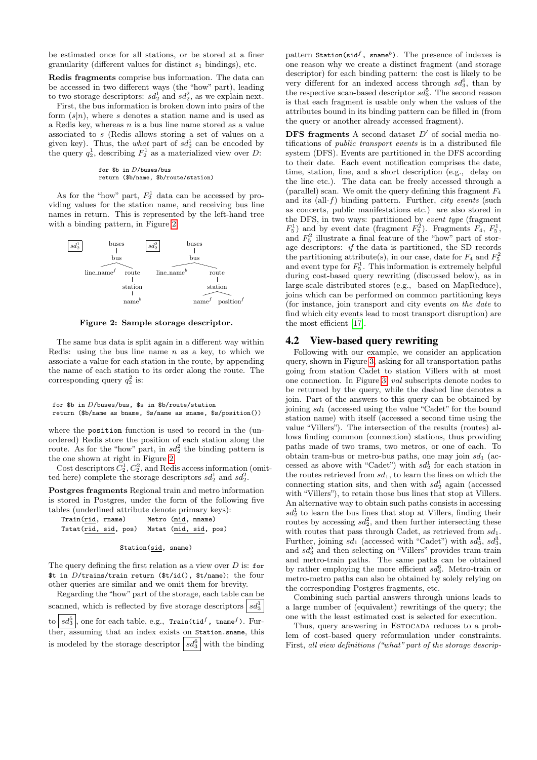be estimated once for all stations, or be stored at a finer granularity (different values for distinct $s_1$ bindings), etc.

**Redis fragments** comprise bus information. The data can be accessed in two different ways (the "how" part), leading to two storage descriptors: $sd_2^1$ and $sd_2^2$, as we explain next.

First, the bus information is broken down into pairs of the form $(s|n)$, where $s$ denotes a station name and is used as a Redis key, whereas $n$ is a bus line name stored as a value associated to $s$ (Redis allows storing a set of values on a given key). Thus, the *what* part of $sd_2^1$ can be encoded by the query $q_2^1$, describing $F_2^1$ as a materialized view over $D$:

```
for $b in D/buses/bus
return ($b/name, $b/route/station)
```

As for the "how" part, $F_2^1$ data can be accessed by providing values for the station name, and receiving bus line names in return. This is represented by the left-hand tree with a binding pattern, in Figure 2.

```
[sd_2^1]        buses           [sd_2^2]        buses
                  |                               |
                 bus                             bus
                /    \                         /     \
      line_name^f    route           line_name^b     route
                       |                               |
                    station                         station
                       |                            /     \
                    name^b                     name^f    position^f
```

**Figure 2: Sample storage descriptor.**

The same bus data is split again in a different way within Redis: using the bus line name $n$ as a key, to which we associate a value for each station in the route, by appending the name of each station to its order along the route. The corresponding query $q_2^2$ is:

```
for $b in D/buses/bus, $s in $b/route/station
return ($b/name as bname, $s/name as sname, $s/position())
```

where the `position` function is used to record in the (unordered) Redis store the position of each station along the route. As for the "how" part, in $sd_2^2$ the binding pattern is the one shown at right in Figure 2.

Cost descriptors $C_2^1$, $C_2^2$, and Redis access information (omitted here) complete the storage descriptors $sd_2^1$ and $sd_2^2$.

**Postgres fragments** Regional train and metro information is stored in Postgres, under the form of the following five tables (underlined attribute denote primary keys):

```
Train(rid, rname)        Metro (mid, mname)
Tstat(rid, sid, pos)     Mstat (mid, sid, pos)

              Station(sid, sname)
```

The query defining the first relation as a view over $D$ is: `for $t in D/trains/train return ($t/id(), $t/name)`; the four other queries are similar and we omit them for brevity.

Regarding the "how" part of the storage, each table can be scanned, which is reflected by five storage descriptors $sd_3^1$ to $sd_3^5$, one for each table, e.g., `Train(tid`$^f$`, tname`$^f$`)`. Further, assuming that an index exists on `Station.sname`, this is modeled by the storage descriptor $sd_3^6$ with the binding pattern `Station(sid`$^f$`, sname`$^b$`)`. The presence of indexes is one reason why we create a distinct fragment (and storage descriptor) for each binding pattern: the cost is likely to be very different for an indexed access through $sd_3^6$, than by the respective scan-based descriptor $sd_3^5$. The second reason is that each fragment is usable only when the values of the attributes bound in its binding pattern can be filled in (from the query or another already accessed fragment).

**DFS fragments** A second dataset $D'$ of social media notifications of *public transport events* is in a distributed file system (DFS). Events are partitioned in the DFS according to their date. Each event notification comprises the date, time, station, line, and a short description (e.g., delay on the line etc.). The data can be freely accessed through a (parallel) scan. We omit the query defining this fragment $F_4$ and its (all-$f$) binding pattern. Further, *city events* (such as concerts, public manifestations etc.) are also stored in the DFS, in two ways: partitioned by *event type* (fragment $F_5^1$) and by event date (fragment $F_5^2$). Fragments $F_4$, $F_5^1$, and $F_5^2$ illustrate a final feature of the "how" part of storage descriptors: *if* the data is partitioned, the SD records the partitioning attribute(s), in our case, date for $F_4$ and $F_5^2$ and event type for $F_5^1$. This information is extremely helpful during cost-based query rewriting (discussed below), as in large-scale distributed stores (e.g., based on MapReduce), joins which can be performed on common partitioning keys (for instance, join transport and city events *on the date* to find which city events lead to most transport disruption) are the most efficient [17].

## 4.2 View-based query rewriting

Following with our example, we consider an application query, shown in Figure 3, asking for all transportation paths going from station Cadet to station Villers with at most one connection. In Figure 3, *val* subscripts denote nodes to be returned by the query, while the dashed line denotes a join. Part of the answers to this query can be obtained by joining $sd_1$ (accessed using the value "Cadet" for the bound station name) with itself (accessed a second time using the value "Villers"). The intersection of the results (routes) allows finding common (connection) stations, thus providing paths made of two trams, two metros, or one of each. To obtain tram-bus or metro-bus paths, one may join $sd_1$ (accessed as above with "Cadet") with $sd_2^1$ for each station in the routes retrieved from $sd_1$, to learn the lines on which the connecting station sits, and then with $sd_2^1$ again (accessed with "Villers"), to retain those bus lines that stop at Villers. An alternative way to obtain such paths consists in accessing $sd_2^1$ to learn the bus lines that stop at Villers, finding their routes by accessing $sd_2^2$, and then further intersecting these with routes that pass through Cadet, as retrieved from $sd_1$. Further, joining $sd_1$ (accessed with "Cadet") with $sd_3^1$, $sd_3^3$, and $sd_3^5$ and then selecting on "Villers" provides tram-train and metro-train paths. The same paths can be obtained by rather employing the more efficient $sd_3^6$. Metro-train or metro-metro paths can also be obtained by solely relying on the corresponding Postgres fragments, etc.

Combining such partial answers through unions leads to a large number of (equivalent) rewritings of the query; the one with the least estimated cost is selected for execution.

Thus, query answering in ESTOCADA reduces to a problem of cost-based query reformulation under constraints. First, *all view definitions ("what" part of the storage descrip-*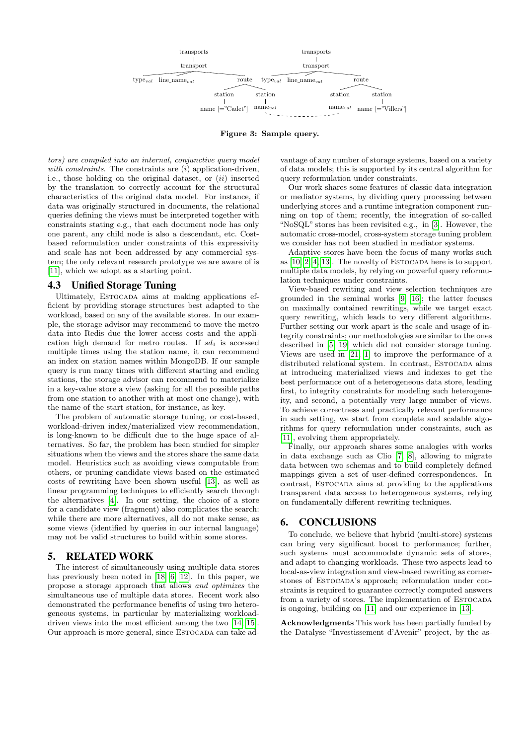Figure 3: Sample query.

tors) are compiled into an internal, conjunctive query model *with constraints*. The constraints are (*i*) application-driven, i.e., those holding on the original dataset, or (*ii*) inserted by the translation to correctly account for the structural characteristics of the original data model. For instance, if data was originally structured in documents, the relational queries defining the views must be interpreted together with constraints stating e.g., that each document node has only one parent, any child node is also a descendant, etc. Cost-based reformulation under constraints of this expressivity and scale has not been addressed by any commercial system; the only relevant research prototype we are aware of is [11], which we adopt as a starting point.

### 4.3 Unified Storage Tuning

Ultimately, ESTOCADA aims at making applications efficient by providing storage structures best adapted to the workload, based on any of the available stores. In our example, the storage advisor may recommend to move the metro data into Redis due the lower access costs and the application high demand for metro routes. If $sd_1$ is accessed multiple times using the station name, it can recommend an index on station names within MongoDB. If our sample query is run many times with different starting and ending stations, the storage advisor can recommend to materialize in a key-value store a view (asking for all the possible paths from one station to another with at most one change), with the name of the start station, for instance, as key.

The problem of automatic storage tuning, or cost-based, workload-driven index/materialized view recommendation, is long-known to be difficult due to the huge space of alternatives. So far, the problem has been studied for simpler situations when the views and the stores share the same data model. Heuristics such as avoiding views computable from others, or pruning candidate views based on the estimated costs of rewriting have been shown useful [13], as well as linear programming techniques to efficiently search through the alternatives [4]. In our setting, the choice of a store for a candidate view (fragment) also complicates the search: while there are more alternatives, all do not make sense, as some views (identified by queries in our internal language) may not be valid structures to build within some stores.

## 5. RELATED WORK

The interest of simultaneously using multiple data stores has previously been noted in [18, 6, 12]. In this paper, we propose a storage approach that allows *and optimizes* the simultaneous use of multiple data stores. Recent work also demonstrated the performance benefits of using two heterogeneous systems, in particular by materializing workload-driven views into the most efficient among the two [14, 15]. Our approach is more general, since ESTOCADA can take advantage of any number of storage systems, based on a variety of data models; this is supported by its central algorithm for query reformulation under constraints.

Our work shares some features of classic data integration or mediator systems, by dividing query processing between underlying stores and a runtime integration component running on top of them; recently, the integration of so-called "NoSQL" stores has been revisited e.g., in [3]. However, the automatic cross-model, cross-system storage tuning problem we consider has not been studied in mediator systems.

Adaptive stores have been the focus of many works such as [10, 2, 4, 13]. The novelty of ESTOCADA here is to support multiple data models, by relying on powerful query reformulation techniques under constraints.

View-based rewriting and view selection techniques are grounded in the seminal works [9, 16]; the latter focuses on maximally contained rewritings, while we target exact query rewriting, which leads to very different algorithms. Further setting our work apart is the scale and usage of integrity constraints; our methodologies are similar to the ones described in [5, 19] which did not consider storage tuning. Views are used in [21, 1] to improve the performance of a distributed relational system. In contrast, ESTOCADA aims at introducing materialized views and indexes to get the best performance out of a heterogeneous data store, leading first, to integrity constraints for modeling such heterogeneity, and second, a potentially very large number of views. To achieve correctness and practically relevant performance in such setting, we start from complete and scalable algorithms for query reformulation under constraints, such as [11], evolving them appropriately.

Finally, our approach shares some analogies with works in data exchange such as Clio [7, 8], allowing to migrate data between two schemas and to build completely defined mappings given a set of user-defined correspondences. In contrast, ESTOCADA aims at providing to the applications transparent data access to heterogeneous systems, relying on fundamentally different rewriting techniques.

## 6. CONCLUSIONS

To conclude, we believe that hybrid (multi-store) systems can bring very significant boost to performance; further, such systems must accommodate dynamic sets of stores, and adapt to changing workloads. These two aspects lead to local-as-view integration and view-based rewriting as cornerstones of ESTOCADA's approach; reformulation under constraints is required to guarantee correctly computed answers from a variety of stores. The implementation of ESTOCADA is ongoing, building on [11] and our experience in [13].

**Acknowledgments** This work has been partially funded by the Datalyse "Investissement d'Avenir" project, by the as-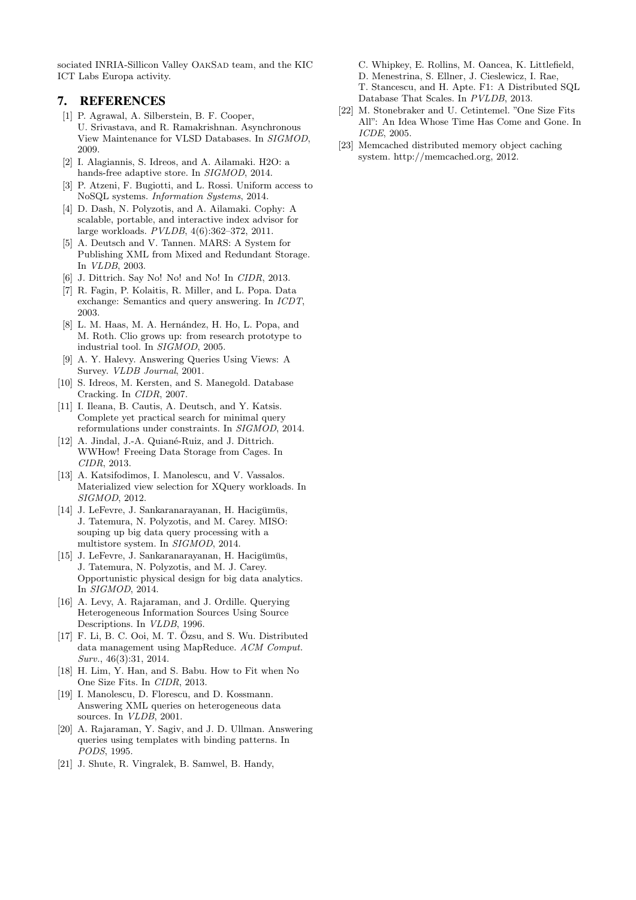sociated INRIA-Sillicon Valley OakSad team, and the KIC ICT Labs Europa activity.

## 7. REFERENCES

[1] P. Agrawal, A. Silberstein, B. F. Cooper, U. Srivastava, and R. Ramakrishnan. Asynchronous View Maintenance for VLSD Databases. In *SIGMOD*, 2009.

[2] I. Alagiannis, S. Idreos, and A. Ailamaki. H2O: a hands-free adaptive store. In *SIGMOD*, 2014.

[3] P. Atzeni, F. Bugiotti, and L. Rossi. Uniform access to NoSQL systems. *Information Systems*, 2014.

[4] D. Dash, N. Polyzotis, and A. Ailamaki. Cophy: A scalable, portable, and interactive index advisor for large workloads. *PVLDB*, 4(6):362–372, 2011.

[5] A. Deutsch and V. Tannen. MARS: A System for Publishing XML from Mixed and Redundant Storage. In *VLDB*, 2003.

[6] J. Dittrich. Say No! No! and No! In *CIDR*, 2013.

[7] R. Fagin, P. Kolaitis, R. Miller, and L. Popa. Data exchange: Semantics and query answering. In *ICDT*, 2003.

[8] L. M. Haas, M. A. Hernández, H. Ho, L. Popa, and M. Roth. Clio grows up: from research prototype to industrial tool. In *SIGMOD*, 2005.

[9] A. Y. Halevy. Answering Queries Using Views: A Survey. *VLDB Journal*, 2001.

[10] S. Idreos, M. Kersten, and S. Manegold. Database Cracking. In *CIDR*, 2007.

[11] I. Ileana, B. Cautis, A. Deutsch, and Y. Katsis. Complete yet practical search for minimal query reformulations under constraints. In *SIGMOD*, 2014.

[12] A. Jindal, J.-A. Quiané-Ruiz, and J. Dittrich. WWHow! Freeing Data Storage from Cages. In *CIDR*, 2013.

[13] A. Katsifodimos, I. Manolescu, and V. Vassalos. Materialized view selection for XQuery workloads. In *SIGMOD*, 2012.

[14] J. LeFevre, J. Sankaranarayanan, H. Hacigümüs, J. Tatemura, N. Polyzotis, and M. Carey. MISO: souping up big data query processing with a multistore system. In *SIGMOD*, 2014.

[15] J. LeFevre, J. Sankaranarayanan, H. Hacigümüs, J. Tatemura, N. Polyzotis, and M. J. Carey. Opportunistic physical design for big data analytics. In *SIGMOD*, 2014.

[16] A. Levy, A. Rajaraman, and J. Ordille. Querying Heterogeneous Information Sources Using Source Descriptions. In *VLDB*, 1996.

[17] F. Li, B. C. Ooi, M. T. Özsu, and S. Wu. Distributed data management using MapReduce. *ACM Comput. Surv.*, 46(3):31, 2014.

[18] H. Lim, Y. Han, and S. Babu. How to Fit when No One Size Fits. In *CIDR*, 2013.

[19] I. Manolescu, D. Florescu, and D. Kossmann. Answering XML queries on heterogeneous data sources. In *VLDB*, 2001.

[20] A. Rajaraman, Y. Sagiv, and J. D. Ullman. Answering queries using templates with binding patterns. In *PODS*, 1995.

[21] J. Shute, R. Vingralek, B. Samwel, B. Handy, C. Whipkey, E. Rollins, M. Oancea, K. Littlefield, D. Menestrina, S. Ellner, J. Cieslewicz, I. Rae, T. Stancescu, and H. Apte. F1: A Distributed SQL Database That Scales. In *PVLDB*, 2013.

[22] M. Stonebraker and U. Cetintemel. "One Size Fits All": An Idea Whose Time Has Come and Gone. In *ICDE*, 2005.

[23] Memcached distributed memory object caching system. http://memcached.org, 2012.